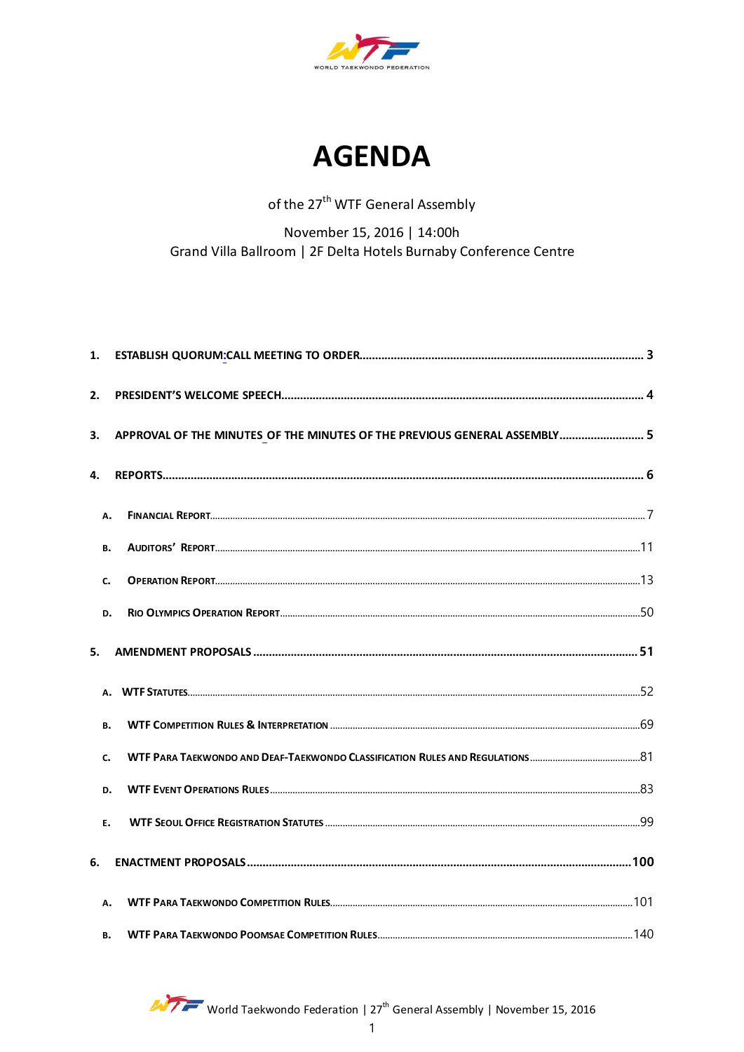# AGENDA

of the 27th WTF General Assembly

November 15, 2016 | 14:00h

Grand Villa Ballroom | 2F Delta Hotels Burnaby Conference Centre

1. **ESTABLISH QUORUM:CALL MEETING TO ORDER** .......... 3
2. **PRESIDENT'S WELCOME SPEECH** .......... 4
3. **APPROVAL OF THE MINUTES OF THE MINUTES OF THE PREVIOUS GENERAL ASSEMBLY** .......... 5
4. **REPORTS** .......... 6
   - A. Financial Report .......... 7
   - B. Auditors' Report .......... 11
   - C. Operation Report .......... 13
   - D. Rio Olympics Operation Report .......... 50
5. **AMENDMENT PROPOSALS** .......... 51
   - A. WTF Statutes .......... 52
   - B. WTF Competition Rules & Interpretation .......... 69
   - C. WTF Para Taekwondo and Deaf-Taekwondo Classification Rules and Regulations .......... 81
   - D. WTF Event Operations Rules .......... 83
   - E. WTF Seoul Office Registration Statutes .......... 99
6. **ENACTMENT PROPOSALS** .......... 100
   - A. WTF Para Taekwondo Competition Rules .......... 101
   - B. WTF Para Taekwondo Poomsae Competition Rules .......... 140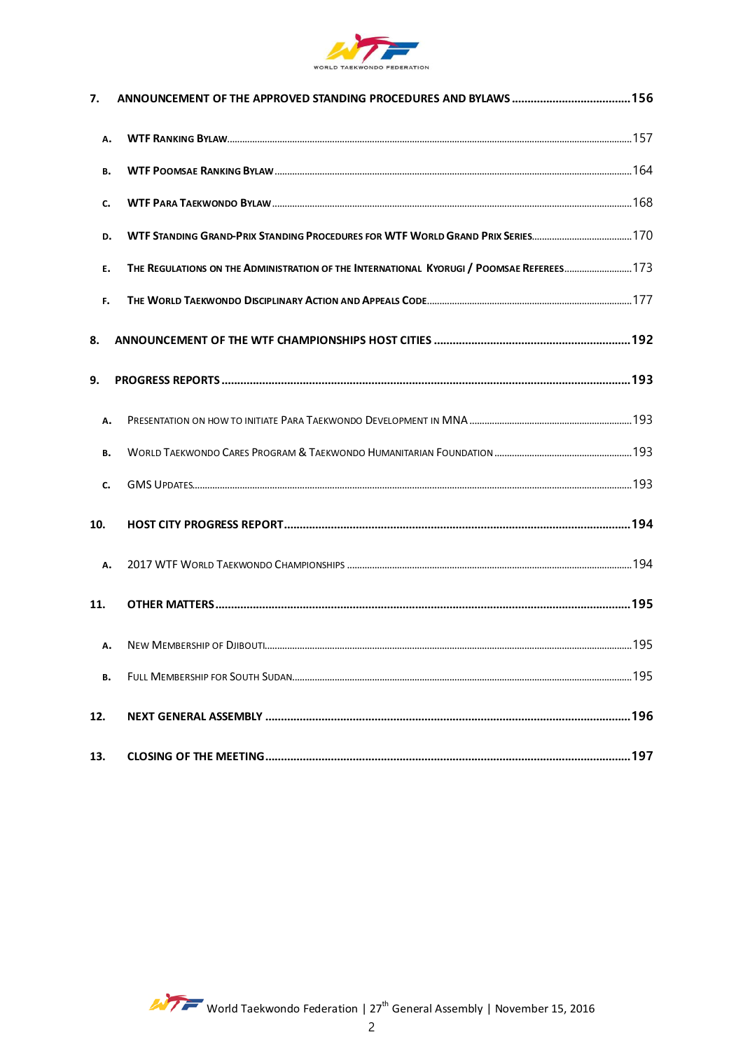**7. ANNOUNCEMENT OF THE APPROVED STANDING PROCEDURES AND BYLAWS ..................................... 156**

- A. WTF RANKING BYLAW ........................................................................................................ 157
- B. WTF POOMSAE RANKING BYLAW ......................................................................................... 164
- C. WTF PARA TAEKWONDO BYLAW ......................................................................................... 168
- D. WTF STANDING GRAND-PRIX STANDING PROCEDURES FOR WTF WORLD GRAND PRIX SERIES ....................................... 170
- E. THE REGULATIONS ON THE ADMINISTRATION OF THE INTERNATIONAL KYORUGI / POOMSAE REFEREES ........................... 173
- F. THE WORLD TAEKWONDO DISCIPLINARY ACTION AND APPEALS CODE ................................................................ 177

**8. ANNOUNCEMENT OF THE WTF CHAMPIONSHIPS HOST CITIES ............................................................. 192**

**9. PROGRESS REPORTS ................................................................................................................... 193**

- A. PRESENTATION ON HOW TO INITIATE PARA TAEKWONDO DEVELOPMENT IN MNA ................................................................ 193
- B. WORLD TAEKWONDO CARES PROGRAM & TAEKWONDO HUMANITARIAN FOUNDATION ...................................................... 193
- C. GMS UPDATES ............................................................................................................................ 193

**10. HOST CITY PROGRESS REPORT ............................................................................................. 194**

- A. 2017 WTF WORLD TAEKWONDO CHAMPIONSHIPS ................................................................................ 194

**11. OTHER MATTERS ..................................................................................................................... 195**

- A. NEW MEMBERSHIP OF DJIBOUTI ................................................................................................... 195
- B. FULL MEMBERSHIP FOR SOUTH SUDAN ............................................................................................ 195

**12. NEXT GENERAL ASSEMBLY .................................................................................................... 196**

**13. CLOSING OF THE MEETING .................................................................................................... 197**